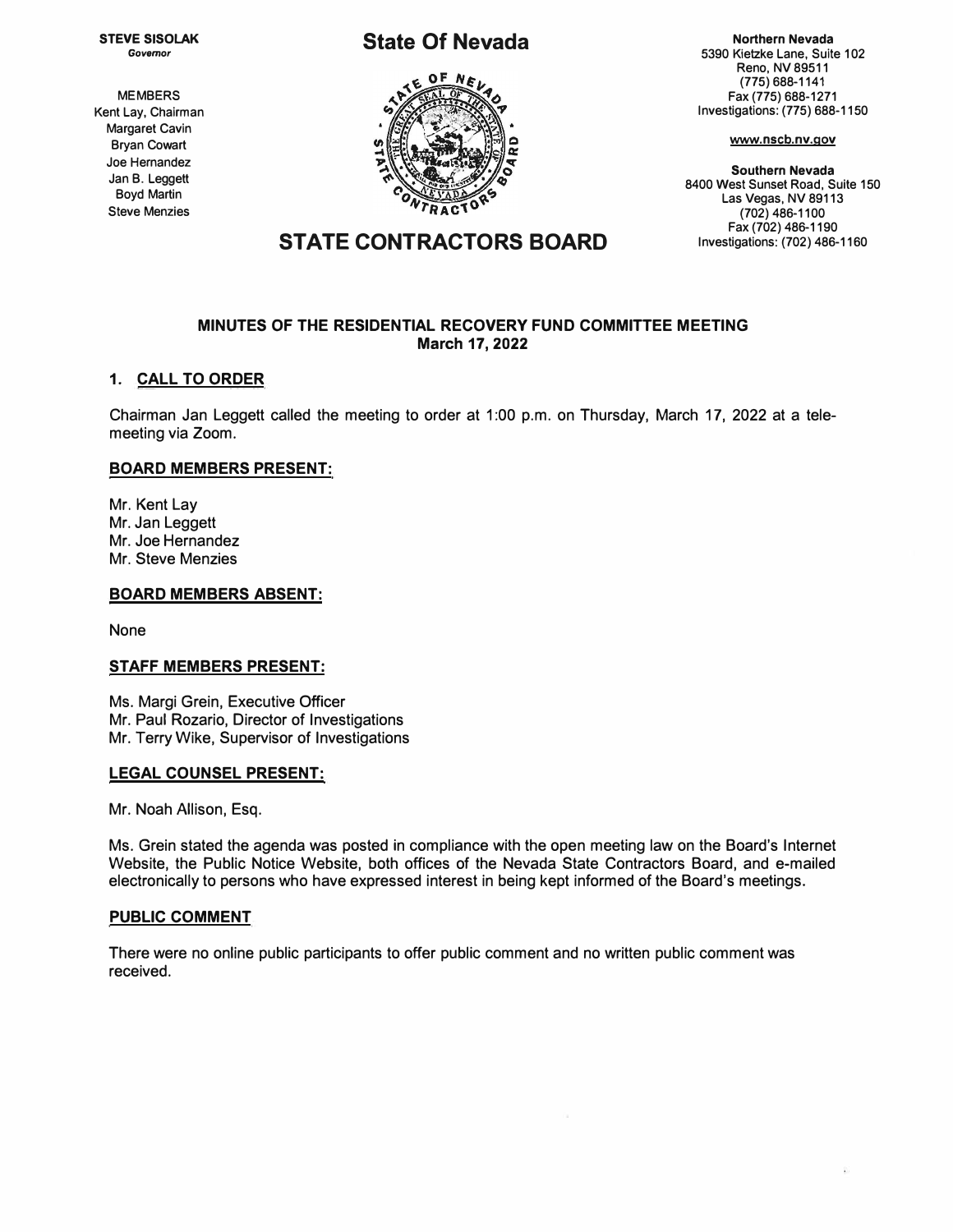**STEVE SISOLAK**
*Governor*

MEMBERS
Kent Lay, Chairman
Margaret Cavin
Bryan Cowart
Joe Hernandez
Jan B. Leggett
Boyd Martin
Steve Menzies

# State Of Nevada

# STATE CONTRACTORS BOARD

**Northern Nevada**
5390 Kietzke Lane, Suite 102
Reno, NV 89511
(775) 688-1141
Fax (775) 688-1271
Investigations: (775) 688-1150

www.nscb.nv.gov

**Southern Nevada**
8400 West Sunset Road, Suite 150
Las Vegas, NV 89113
(702) 486-1100
Fax (702) 486-1190
Investigations: (702) 486-1160

## MINUTES OF THE RESIDENTIAL RECOVERY FUND COMMITTEE MEETING
## March 17, 2022

### 1. CALL TO ORDER

Chairman Jan Leggett called the meeting to order at 1:00 p.m. on Thursday, March 17, 2022 at a tele-meeting via Zoom.

**BOARD MEMBERS PRESENT:**

Mr. Kent Lay
Mr. Jan Leggett
Mr. Joe Hernandez
Mr. Steve Menzies

**BOARD MEMBERS ABSENT:**

None

**STAFF MEMBERS PRESENT:**

Ms. Margi Grein, Executive Officer
Mr. Paul Rozario, Director of Investigations
Mr. Terry Wike, Supervisor of Investigations

**LEGAL COUNSEL PRESENT:**

Mr. Noah Allison, Esq.

Ms. Grein stated the agenda was posted in compliance with the open meeting law on the Board's Internet Website, the Public Notice Website, both offices of the Nevada State Contractors Board, and e-mailed electronically to persons who have expressed interest in being kept informed of the Board's meetings.

**PUBLIC COMMENT**

There were no online public participants to offer public comment and no written public comment was received.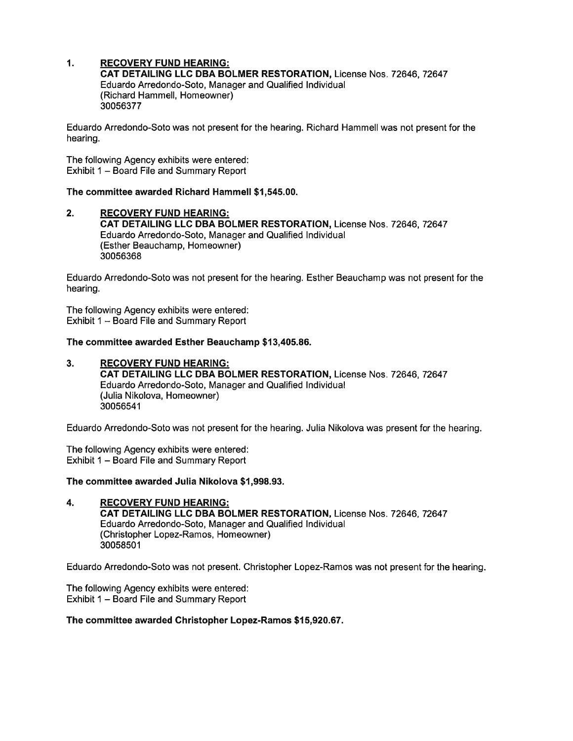1. **RECOVERY FUND HEARING:**
   **CAT DETAILING LLC DBA BOLMER RESTORATION,** License Nos. 72646, 72647
   Eduardo Arredondo-Soto, Manager and Qualified Individual
   (Richard Hammell, Homeowner)
   30056377

Eduardo Arredondo-Soto was not present for the hearing. Richard Hammell was not present for the hearing.

The following Agency exhibits were entered:
Exhibit 1 – Board File and Summary Report

**The committee awarded Richard Hammell $1,545.00.**

2. **RECOVERY FUND HEARING:**
   **CAT DETAILING LLC DBA BOLMER RESTORATION,** License Nos. 72646, 72647
   Eduardo Arredondo-Soto, Manager and Qualified Individual
   (Esther Beauchamp, Homeowner)
   30056368

Eduardo Arredondo-Soto was not present for the hearing. Esther Beauchamp was not present for the hearing.

The following Agency exhibits were entered:
Exhibit 1 – Board File and Summary Report

**The committee awarded Esther Beauchamp $13,405.86.**

3. **RECOVERY FUND HEARING:**
   **CAT DETAILING LLC DBA BOLMER RESTORATION,** License Nos. 72646, 72647
   Eduardo Arredondo-Soto, Manager and Qualified Individual
   (Julia Nikolova, Homeowner)
   30056541

Eduardo Arredondo-Soto was not present for the hearing. Julia Nikolova was present for the hearing.

The following Agency exhibits were entered:
Exhibit 1 – Board File and Summary Report

**The committee awarded Julia Nikolova $1,998.93.**

4. **RECOVERY FUND HEARING:**
   **CAT DETAILING LLC DBA BOLMER RESTORATION,** License Nos. 72646, 72647
   Eduardo Arredondo-Soto, Manager and Qualified Individual
   (Christopher Lopez-Ramos, Homeowner)
   30058501

Eduardo Arredondo-Soto was not present. Christopher Lopez-Ramos was not present for the hearing.

The following Agency exhibits were entered:
Exhibit 1 – Board File and Summary Report

**The committee awarded Christopher Lopez-Ramos $15,920.67.**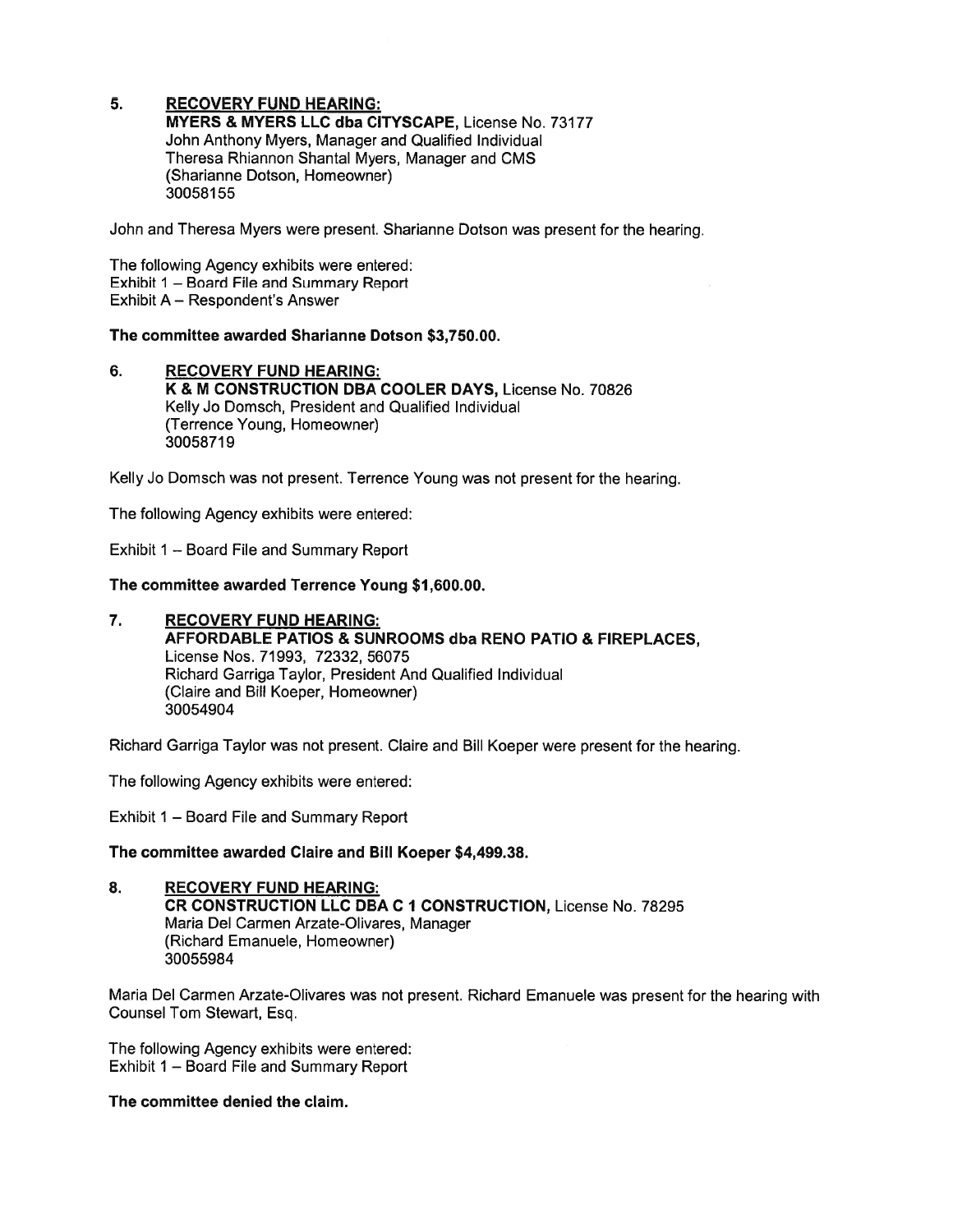5. **RECOVERY FUND HEARING:**
**MYERS & MYERS LLC dba CITYSCAPE,** License No. 73177
John Anthony Myers, Manager and Qualified Individual
Theresa Rhiannon Shantal Myers, Manager and CMS
(Sharianne Dotson, Homeowner)
30058155

John and Theresa Myers were present. Sharianne Dotson was present for the hearing.

The following Agency exhibits were entered:
Exhibit 1 – Board File and Summary Report
Exhibit A – Respondent's Answer

**The committee awarded Sharianne Dotson $3,750.00.**

6. **RECOVERY FUND HEARING:**
**K & M CONSTRUCTION DBA COOLER DAYS,** License No. 70826
Kelly Jo Domsch, President and Qualified Individual
(Terrence Young, Homeowner)
30058719

Kelly Jo Domsch was not present. Terrence Young was not present for the hearing.

The following Agency exhibits were entered:

Exhibit 1 – Board File and Summary Report

**The committee awarded Terrence Young $1,600.00.**

7. **RECOVERY FUND HEARING:**
**AFFORDABLE PATIOS & SUNROOMS dba RENO PATIO & FIREPLACES,**
License Nos. 71993, 72332, 56075
Richard Garriga Taylor, President And Qualified Individual
(Claire and Bill Koeper, Homeowner)
30054904

Richard Garriga Taylor was not present. Claire and Bill Koeper were present for the hearing.

The following Agency exhibits were entered:

Exhibit 1 – Board File and Summary Report

**The committee awarded Claire and Bill Koeper $4,499.38.**

8. **RECOVERY FUND HEARING:**
**CR CONSTRUCTION LLC DBA C 1 CONSTRUCTION,** License No. 78295
Maria Del Carmen Arzate-Olivares, Manager
(Richard Emanuele, Homeowner)
30055984

Maria Del Carmen Arzate-Olivares was not present. Richard Emanuele was present for the hearing with Counsel Tom Stewart, Esq.

The following Agency exhibits were entered:
Exhibit 1 – Board File and Summary Report

**The committee denied the claim.**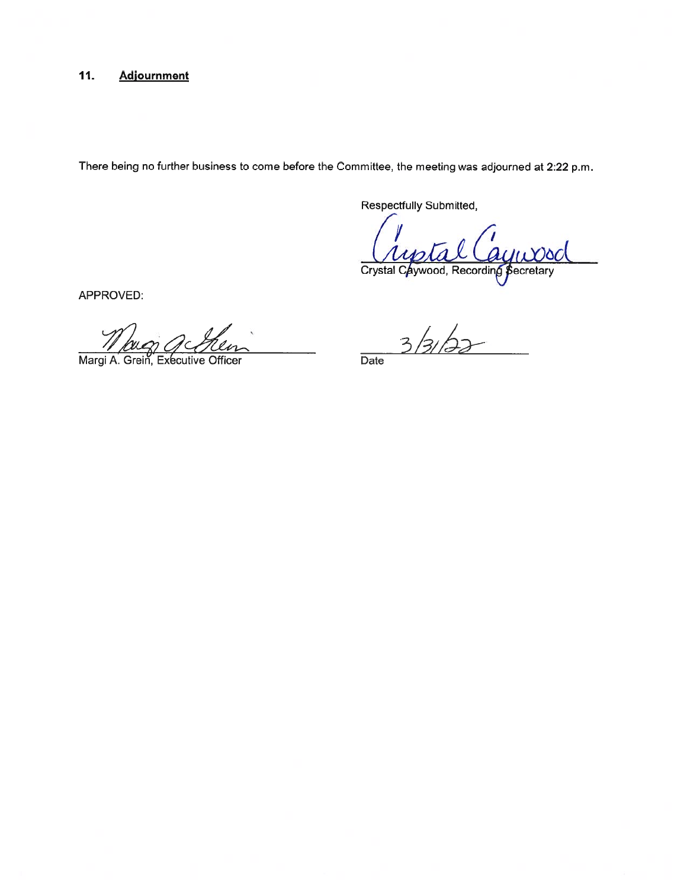## 11. Adjournment

There being no further business to come before the Committee, the meeting was adjourned at 2:22 p.m.

Respectfully Submitted,

Crystal Caywood

Crystal Caywood, Recording Secretary

APPROVED:

Margi A. Grein

Margi A. Grein, Executive Officer

3/31/22

Date